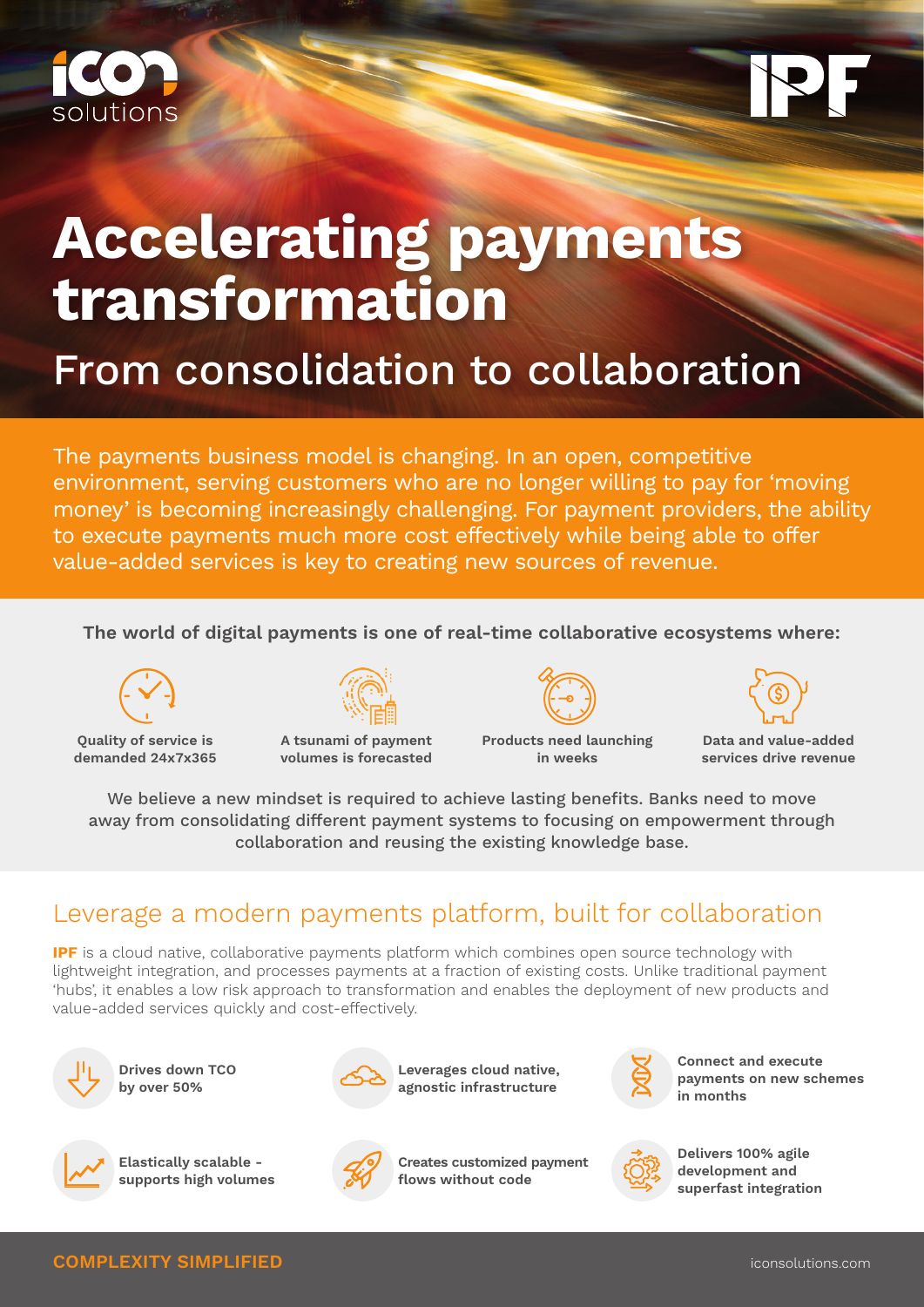icon solutions

IPF

# Accelerating payments transformation

## From consolidation to collaboration

The payments business model is changing. In an open, competitive environment, serving customers who are no longer willing to pay for 'moving money' is becoming increasingly challenging. For payment providers, the ability to execute payments much more cost effectively while being able to offer value-added services is key to creating new sources of revenue.

**The world of digital payments is one of real-time collaborative ecosystems where:**

- **Quality of service is demanded 24x7x365**
- **A tsunami of payment volumes is forecasted**
- **Products need launching in weeks**
- **Data and value-added services drive revenue**

We believe a new mindset is required to achieve lasting benefits. Banks need to move away from consolidating different payment systems to focusing on empowerment through collaboration and reusing the existing knowledge base.

## Leverage a modern payments platform, built for collaboration

**IPF** is a cloud native, collaborative payments platform which combines open source technology with lightweight integration, and processes payments at a fraction of existing costs. Unlike traditional payment 'hubs', it enables a low risk approach to transformation and enables the deployment of new products and value-added services quickly and cost-effectively.

- **Drives down TCO by over 50%**
- **Leverages cloud native, agnostic infrastructure**
- **Connect and execute payments on new schemes in months**
- **Elastically scalable - supports high volumes**
- **Creates customized payment flows without code**
- **Delivers 100% agile development and superfast integration**

**COMPLEXITY SIMPLIFIED**

iconsolutions.com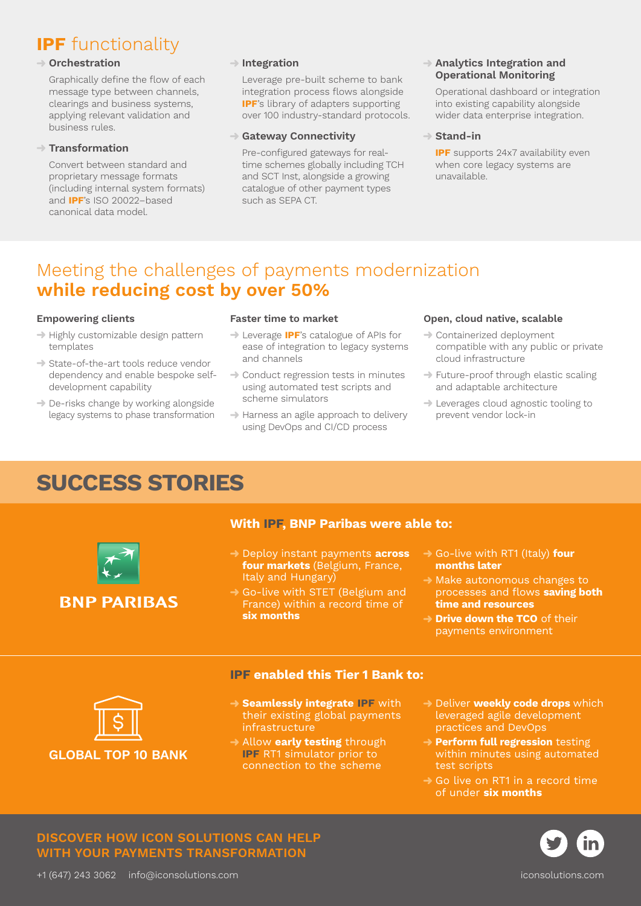# **IPF** functionality

### Orchestration

Graphically define the flow of each message type between channels, clearings and business systems, applying relevant validation and business rules.

### Transformation

Convert between standard and proprietary message formats (including internal system formats) and **IPF**'s ISO 20022–based canonical data model.

### Integration

Leverage pre-built scheme to bank integration process flows alongside **IPF**'s library of adapters supporting over 100 industry-standard protocols.

### Gateway Connectivity

Pre-configured gateways for real-time schemes globally including TCH and SCT Inst, alongside a growing catalogue of other payment types such as SEPA CT.

### Analytics Integration and Operational Monitoring

Operational dashboard or integration into existing capability alongside wider data enterprise integration.

### Stand-in

**IPF** supports 24x7 availability even when core legacy systems are unavailable.

## Meeting the challenges of payments modernization **while reducing cost by over 50%**

**Empowering clients**

- Highly customizable design pattern templates
- State-of-the-art tools reduce vendor dependency and enable bespoke self-development capability
- De-risks change by working alongside legacy systems to phase transformation

**Faster time to market**

- Leverage **IPF**'s catalogue of APIs for ease of integration to legacy systems and channels
- Conduct regression tests in minutes using automated test scripts and scheme simulators
- Harness an agile approach to delivery using DevOps and CI/CD process

**Open, cloud native, scalable**

- Containerized deployment compatible with any public or private cloud infrastructure
- Future-proof through elastic scaling and adaptable architecture
- Leverages cloud agnostic tooling to prevent vendor lock-in

# SUCCESS STORIES

**BNP PARIBAS**

### With IPF, BNP Paribas were able to:

- Deploy instant payments **across four markets** (Belgium, France, Italy and Hungary)
- Go-live with STET (Belgium and France) within a record time of **six months**
- Go-live with RT1 (Italy) **four months later**
- Make autonomous changes to processes and flows **saving both time and resources**
- **Drive down the TCO** of their payments environment

**GLOBAL TOP 10 BANK**

### IPF enabled this Tier 1 Bank to:

- **Seamlessly integrate IPF** with their existing global payments infrastructure
- Allow **early testing** through **IPF** RT1 simulator prior to connection to the scheme
- Deliver **weekly code drops** which leveraged agile development practices and DevOps
- **Perform full regression** testing within minutes using automated test scripts
- Go live on RT1 in a record time of under **six months**

**DISCOVER HOW ICON SOLUTIONS CAN HELP WITH YOUR PAYMENTS TRANSFORMATION**

+1 (647) 243 3062 info@iconsolutions.com

iconsolutions.com